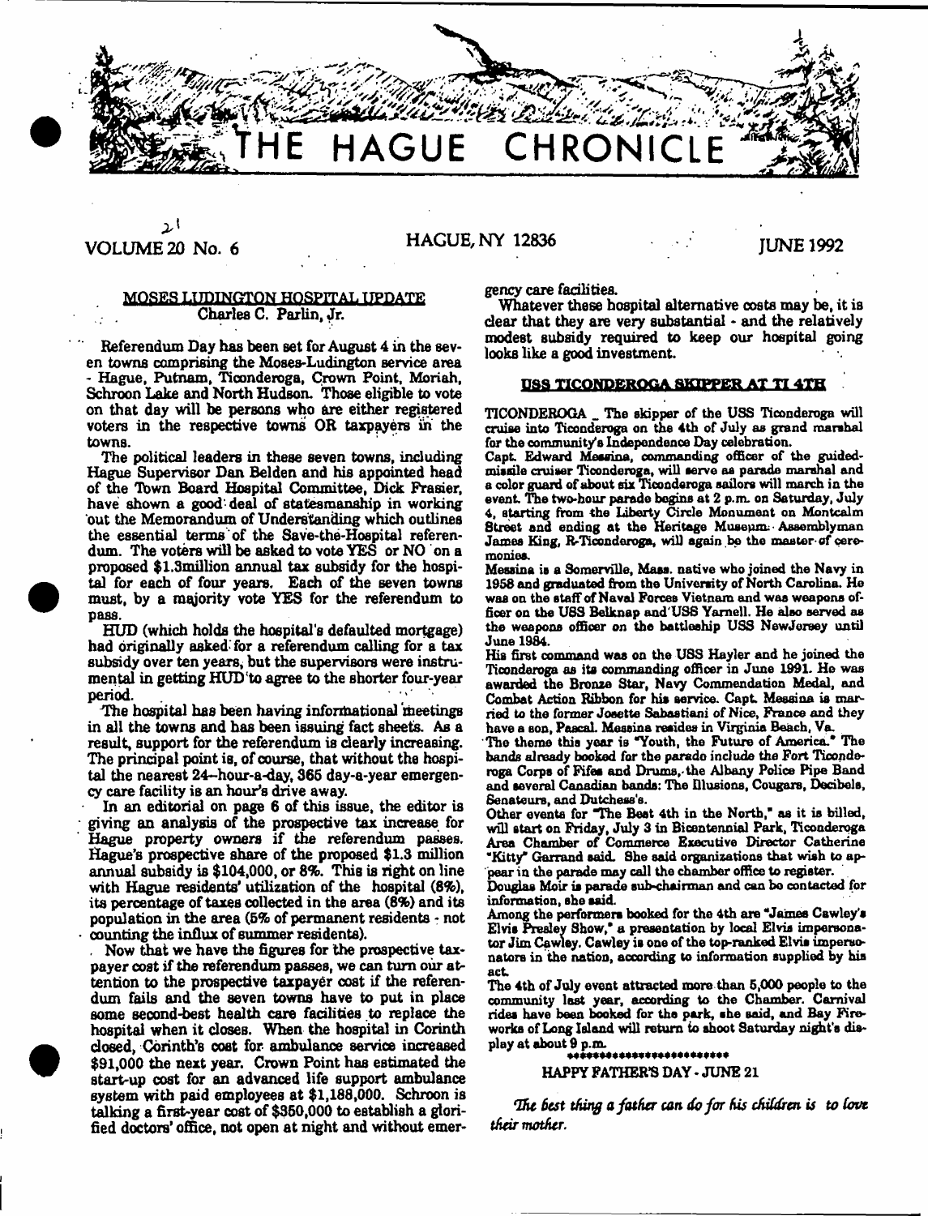# THE HAGUE CHRONICLE

VOLUME 20 No. 6 — HAGUE, NY 12836 — JUNE 1992

## MOSES LUDINGTON HOSPITAL UPDATE

Charles C. Parlin, Jr.

Referendum Day has been set for August 4 in the seven towns comprising the Moses-Ludington service area - Hague, Putnam, Ticonderoga, Crown Point, Moriah, Schroon Lake and North Hudson. Those eligible to vote on that day will be persons who are either registered voters in the respective towns OR taxpayers in the towns.

The political leaders in these seven towns, including Hague Supervisor Dan Belden and his appointed head of the Town Board Hospital Committee, Dick Frasier, have shown a good deal of statesmanship in working out the Memorandum of Understanding which outlines the essential terms of the Save-the-Hospital referendum. The voters will be asked to vote YES or NO on a proposed $1.3million annual tax subsidy for the hospital for each of four years. Each of the seven towns must, by a majority vote YES for the referendum to pass.

HUD (which holds the hospital's defaulted mortgage) had originally asked for a referendum calling for a tax subsidy over ten years, but the supervisors were instrumental in getting HUD to agree to the shorter four-year period.

The hospital has been having informational meetings in all the towns and has been issuing fact sheets. As a result, support for the referendum is clearly increasing. The principal point is, of course, that without the hospital the nearest 24-hour-a-day, 365 day-a-year emergency care facility is an hour's drive away.

In an editorial on page 6 of this issue, the editor is giving an analysis of the prospective tax increase for Hague property owners if the referendum passes. Hague's prospective share of the proposed $1.3 million annual subsidy is $104,000, or 8%. This is right on line with Hague residents' utilization of the hospital (8%), its percentage of taxes collected in the area (8%) and its population in the area (5% of permanent residents - not counting the influx of summer residents).

Now that we have the figures for the prospective taxpayer cost if the referendum passes, we can turn our attention to the prospective taxpayer cost if the referendum fails and the seven towns have to put in place some second-best health care facilities to replace the hospital when it closes. When the hospital in Corinth closed, Corinth's cost for ambulance service increased $91,000 the next year. Crown Point has estimated the start-up cost for an advanced life support ambulance system with paid employees at $1,188,000. Schroon is talking a first-year cost of $350,000 to establish a glorified doctors' office, not open at night and without emergency care facilities.

Whatever these hospital alternative costs may be, it is clear that they are very substantial - and the relatively modest subsidy required to keep our hospital going looks like a good investment.

## USS TICONDEROGA SKIPPER AT TI 4TH

TICONDEROGA _ The skipper of the USS Ticonderoga will cruise into Ticonderoga on the 4th of July as grand marshal for the community's Independence Day celebration.

Capt. Edward Messina, commanding officer of the guided-missile cruiser Ticonderoga, will serve as parade marshal and a color guard of about six Ticonderoga sailors will march in the event. The two-hour parade begins at 2 p.m. on Saturday, July 4, starting from the Liberty Circle Monument on Montcalm Street and ending at the Heritage Museum. Assemblyman James King, R-Ticonderoga, will again be the master of ceremonies.

Messina is a Somerville, Mass. native who joined the Navy in 1958 and graduated from the University of North Carolina. He was on the staff of Naval Forces Vietnam and was weapons officer on the USS Belknap and USS Yarnell. He also served as the weapons officer on the battleship USS NewJersey until June 1984.

His first command was on the USS Hayler and he joined the Ticonderoga as its commanding officer in June 1991. He was awarded the Bronze Star, Navy Commendation Medal, and Combat Action Ribbon for his service. Capt. Messina is married to the former Josette Sabastiani of Nice, France and they have a son, Pascal. Messina resides in Virginia Beach, Va.

The theme this year is "Youth, the Future of America." The bands already booked for the parade include the Fort Ticonderoga Corps of Fifes and Drums, the Albany Police Pipe Band and several Canadian bands: The Illusions, Cougars, Decibels, Senateurs, and Dutchess's.

Other events for "The Best 4th in the North," as it is billed, will start on Friday, July 3 in Bicentennial Park, Ticonderoga Area Chamber of Commerce Executive Director Catherine "Kitty" Garrand said. She said organizations that wish to appear in the parade may call the chamber office to register.

Douglas Moir is parade sub-chairman and can be contacted for information, she said.

Among the performers booked for the 4th are "James Cawley's Elvis Presley Show," a presentation by local Elvis impersonator Jim Cawley. Cawley is one of the top-ranked Elvis impersonators in the nation, according to information supplied by his act.

The 4th of July event attracted more than 5,000 people to the community last year, according to the Chamber. Carnival rides have been booked for the park, she said, and Bay Fireworks of Long Island will return to shoot Saturday night's display at about 9 p.m.

*************************

HAPPY FATHER'S DAY - JUNE 21

*The best thing a father can do for his children is to love their mother.*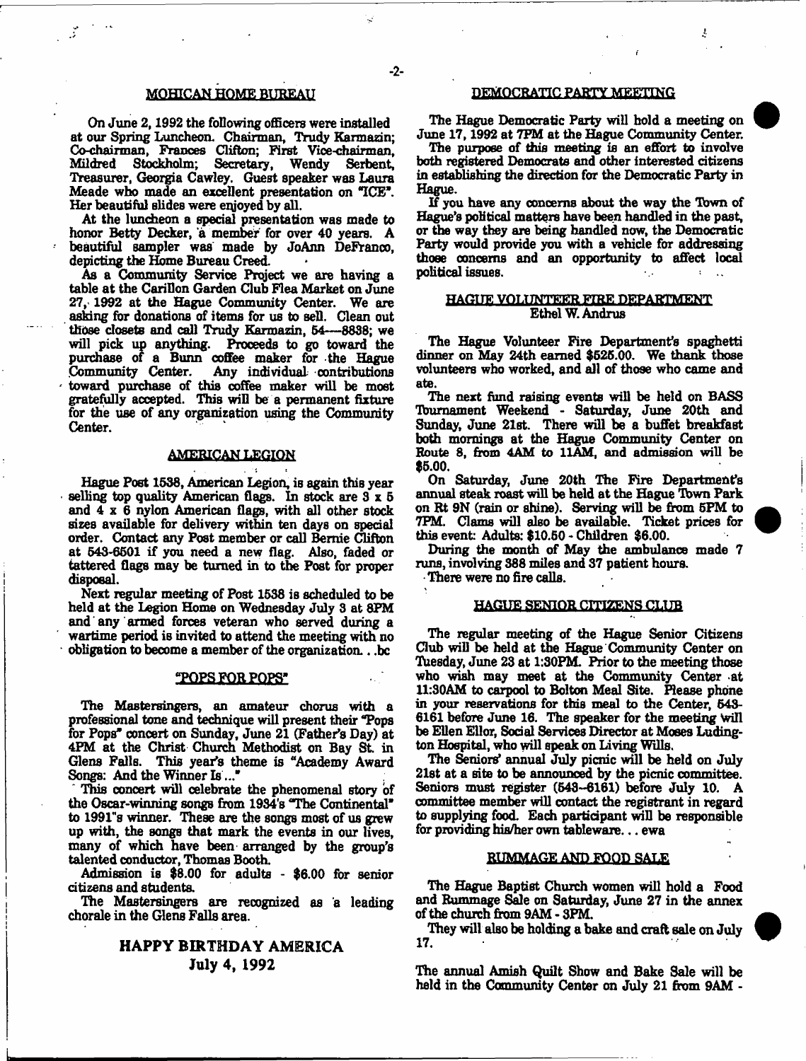## MOHICAN HOME BUREAU

On June 2, 1992 the following officers were installed at our Spring Luncheon. Chairman, Trudy Karmazin; Co-chairman, Frances Clifton; First Vice-chairman, Mildred Stockholm; Secretary, Wendy Serbent, Treasurer, Georgia Cawley. Guest speaker was Laura Meade who made an excellent presentation on "ICE". Her beautiful slides were enjoyed by all.

At the luncheon a special presentation was made to honor Betty Decker, a member for over 40 years. A beautiful sampler was made by JoAnn DeFranco, depicting the Home Bureau Creed.

As a Community Service Project we are having a table at the Carillon Garden Club Flea Market on June 27, 1992 at the Hague Community Center. We are asking for donations of items for us to sell. Clean out those closets and call Trudy Karmazin, 54---8838; we will pick up anything. Proceeds to go toward the purchase of a Bunn coffee maker for the Hague Community Center. Any individual contributions toward purchase of this coffee maker will be most gratefully accepted. This will be a permanent fixture for the use of any organization using the Community Center.

## AMERICAN LEGION

Hague Post 1538, American Legion, is again this year selling top quality American flags. In stock are 3 x 5 and 4 x 6 nylon American flags, with all other stock sizes available for delivery within ten days on special order. Contact any Post member or call Bernie Clifton at 543-6501 if you need a new flag. Also, faded or tattered flags may be turned in to the Post for proper disposal.

Next regular meeting of Post 1538 is scheduled to be held at the Legion Home on Wednesday July 3 at 8PM and any armed forces veteran who served during a wartime period is invited to attend the meeting with no obligation to become a member of the organization. . .bc

## "POPS FOR POPS"

The Mastersingers, an amateur chorus with a professional tone and technique will present their "Pops for Pops" concert on Sunday, June 21 (Father's Day) at 4PM at the Christ Church Methodist on Bay St. in Glens Falls. This year's theme is "Academy Award Songs: And the Winner Is..."

This concert will celebrate the phenomenal story of the Oscar-winning songs from 1934's "The Continental" to 1991's winner. These are the songs most of us grew up with, the songs that mark the events in our lives, many of which have been arranged by the group's talented conductor, Thomas Booth.

Admission is $8.00 for adults - $6.00 for senior citizens and students.

The Mastersingers are recognized as a leading chorale in the Glens Falls area.

**HAPPY BIRTHDAY AMERICA**
**July 4, 1992**

## DEMOCRATIC PARTY MEETING

The Hague Democratic Party will hold a meeting on June 17, 1992 at 7PM at the Hague Community Center.

The purpose of this meeting is an effort to involve both registered Democrats and other interested citizens in establishing the direction for the Democratic Party in Hague.

If you have any concerns about the way the Town of Hague's political matters have been handled in the past, or the way they are being handled now, the Democratic Party would provide you with a vehicle for addressing those concerns and an opportunity to affect local political issues.

## HAGUE VOLUNTEER FIRE DEPARTMENT
Ethel W. Andrus

The Hague Volunteer Fire Department's spaghetti dinner on May 24th earned $525.00. We thank those volunteers who worked, and all of those who came and ate.

The next fund raising events will be held on BASS Tournament Weekend - Saturday, June 20th and Sunday, June 21st. There will be a buffet breakfast both mornings at the Hague Community Center on Route 8, from 4AM to 11AM, and admission will be $5.00.

On Saturday, June 20th The Fire Department's annual steak roast will be held at the Hague Town Park on Rt 9N (rain or shine). Serving will be from 5PM to 7PM. Clams will also be available. Ticket prices for this event: Adults: $10.50 - Children $6.00.

During the month of May the ambulance made 7 runs, involving 388 miles and 37 patient hours.

There were no fire calls.

## HAGUE SENIOR CITIZENS CLUB

The regular meeting of the Hague Senior Citizens Club will be held at the Hague Community Center on Tuesday, June 23 at 1:30PM. Prior to the meeting those who wish may meet at the Community Center at 11:30AM to carpool to Bolton Meal Site. Please phone in your reservations for this meal to the Center, 543-6161 before June 16. The speaker for the meeting will be Ellen Ellor, Social Services Director at Moses Ludington Hospital, who will speak on Living Wills.

The Seniors' annual July picnic will be held on July 21st at a site to be announced by the picnic committee. Seniors must register (543-6161) before July 10. A committee member will contact the registrant in regard to supplying food. Each participant will be responsible for providing his/her own tableware. . . ewa

## RUMMAGE AND FOOD SALE

The Hague Baptist Church women will hold a Food and Rummage Sale on Saturday, June 27 in the annex of the church from 9AM - 3PM.

They will also be holding a bake and craft sale on July 17.

The annual Amish Quilt Show and Bake Sale will be held in the Community Center on July 21 from 9AM -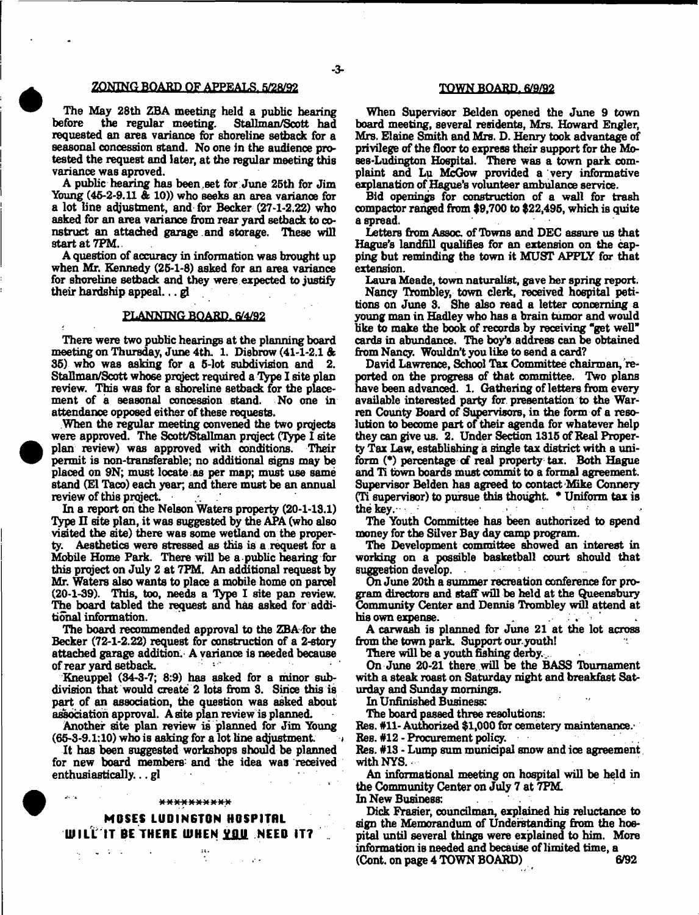## ZONING BOARD OF APPEALS, 5/28/92

The May 28th ZBA meeting held a public hearing before the regular meeting. Stallman/Scott had requested an area variance for shoreline setback for a seasonal concession stand. No one in the audience protested the request and later, at the regular meeting this variance was aproved.

A public hearing has been set for June 25th for Jim Young (45-2-9.11 & 10)) who seeks an area variance for a lot line adjustment, and for Becker (27-1-2.22) who asked for an area variance from rear yard setback to construct an attached garage and storage. These will start at 7PM.

A question of accuracy in information was brought up when Mr. Kennedy (25-1-8) asked for an area variance for shoreline setback and they were expected to justify their hardship appeal... gl

## PLANNING BOARD, 6/4/92

There were two public hearings at the planning board meeting on Thursday, June 4th. 1. Disbrow (41-1-2.1 & 35) who was asking for a 5-lot subdivision and 2. Stallman/Scott whose project required a Type I site plan review. This was for a shoreline setback for the placement of a seasonal concession stand. No one in attendance opposed either of these requests.

When the regular meeting convened the two projects were approved. The Scott/Stallman project (Type I site plan review) was approved with conditions. Their permit is non-transferable; no additional signs may be placed on 9N; must locate as per map; must use same stand (El Taco) each year; and there must be an annual review of this project.

In a report on the Nelson Waters property (20-1-13.1) Type II site plan, it was suggested by the APA (who also visited the site) there was some wetland on the property. Aesthetics were stressed as this is a request for a Mobile Home Park. There will be a public hearing for this project on July 2 at 7PM. An additional request by Mr. Waters also wants to place a mobile home on parcel (20-1-39). This, too, needs a Type I site pan review. The board tabled the request and has asked for additional information.

The board recommended approval to the ZBA for the Becker (72-1-2.22) request for construction of a 2-story attached garage addition. A variance is needed because of rear yard setback.

Kneuppel (34-3-7; 8:9) has asked for a minor subdivision that would create 2 lots from 3. Since this is part of an association, the question was asked about association approval. A site plan review is planned.

Another site plan review is planned for Jim Young (65-3-9.1:10) who is asking for a lot line adjustment.

It has been suggested workshops should be planned for new board members and the idea was received enthusiastically... gl

\*\*\*\*\*\*\*\*\*\*

**MOSES LUDINGTON HOSPITAL**
**WILL IT BE THERE WHEN YOU NEED IT?**

## TOWN BOARD, 6/9/92

When Supervisor Belden opened the June 9 town board meeting, several residents, Mrs. Howard Engler, Mrs. Elaine Smith and Mrs. D. Henry took advantage of privilege of the floor to express their support for the Moses-Ludington Hospital. There was a town park complaint and Lu McGow provided a very informative explanation of Hague's volunteer ambulance service.

Bid openings for construction of a wall for trash compactor ranged from $9,700 to $22,495, which is quite a spread.

Letters from Assoc. of Towns and DEC assure us that Hague's landfill qualifies for an extension on the capping but reminding the town it MUST APPLY for that extension.

Laura Meade, town naturalist, gave her spring report.

Nancy Trombley, town clerk, received hospital petitions on June 3. She also read a letter concerning a young man in Hadley who has a brain tumor and would like to make the book of records by receiving "get well" cards in abundance. The boy's address can be obtained from Nancy. Wouldn't you like to send a card?

David Lawrence, School Tax Committee chairman, reported on the progress of that committee. Two plans have been advanced. 1. Gathering of letters from every available interested party for presentation to the Warren County Board of Supervisors, in the form of a resolution to become part of their agenda for whatever help they can give us. 2. Under Section 1315 of Real Property Tax Law, establishing a single tax district with a uniform (\*) percentage of real property tax. Both Hague and Ti town boards must commit to a formal agreement. Supervisor Belden has agreed to contact Mike Connery (Ti supervisor) to pursue this thought. \* Uniform tax is the key.

The Youth Committee has been authorized to spend money for the Silver Bay day camp program.

The Development committee showed an interest in working on a possible basketball court should that suggestion develop.

On June 20th a summer recreation conference for program directors and staff will be held at the Queensbury Community Center and Dennis Trombley will attend at his own expense.

A carwash is planned for June 21 at the lot across from the town park. Support our youth!

There will be a youth fishing derby.

On June 20-21 there will be the BASS Tournament with a steak roast on Saturday night and breakfast Saturday and Sunday mornings.

In Unfinished Business:

The board passed three resolutions:

Res. #11- Authorized $1,000 for cemetery maintenance.

Res. #12 - Procurement policy.

Res. #13 - Lump sum municipal snow and ice agreement with NYS.

An informational meeting on hospital will be held in the Community Center on July 7 at 7PM.

In New Business:

Dick Frasier, councilman, explained his reluctance to sign the Memorandum of Understanding from the hospital until several things were explained to him. More information is needed and because of limited time, a

(Cont. on page 4 TOWN BOARD) 6/92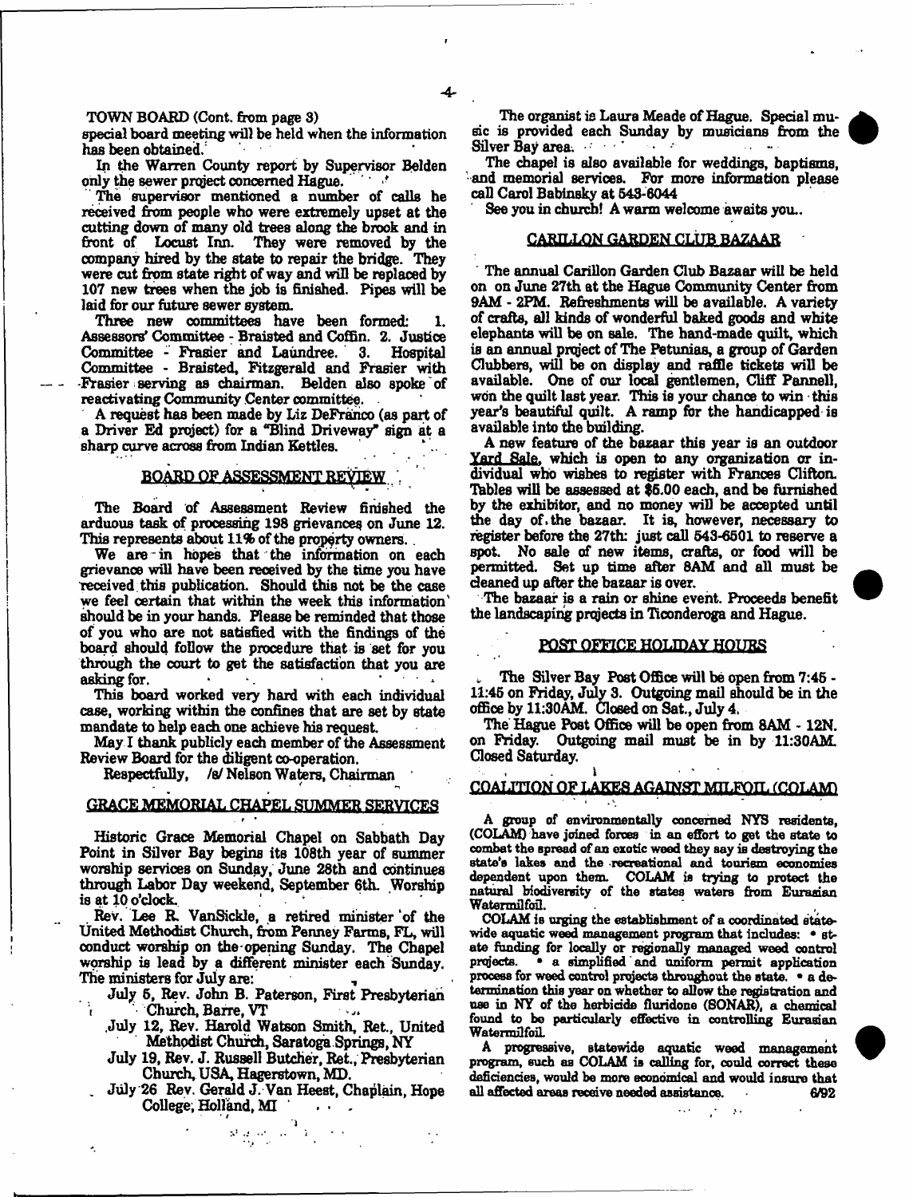TOWN BOARD (Cont. from page 3)

special board meeting will be held when the information has been obtained.

In the Warren County report by Supervisor Belden only the sewer project concerned Hague.

The supervisor mentioned a number of calls he received from people who were extremely upset at the cutting down of many old trees along the brook and in front of Locust Inn. They were removed by the company hired by the state to repair the bridge. They were cut from state right of way and will be replaced by 107 new trees when the job is finished. Pipes will be laid for our future sewer system.

Three new committees have been formed: 1. Assessors' Committee - Braisted and Coffin. 2. Justice Committee - Frasier and Laundree. 3. Hospital Committee - Braisted, Fitzgerald and Frasier with Frasier serving as chairman. Belden also spoke of reactivating Community Center committee.

A request has been made by Liz DeFranco (as part of a Driver Ed project) for a "Blind Driveway" sign at a sharp curve across from Indian Kettles.

## BOARD OF ASSESSMENT REVIEW

The Board of Assessment Review finished the arduous task of processing 198 grievances on June 12. This represents about 11% of the property owners.

We are in hopes that the information on each grievance will have been received by the time you have received this publication. Should this not be the case we feel certain that within the week this information should be in your hands. Please be reminded that those of you who are not satisfied with the findings of the board should follow the procedure that is set for you through the court to get the satisfaction that you are asking for.

This board worked very hard with each individual case, working within the confines that are set by state mandate to help each one achieve his request.

May I thank publicly each member of the Assessment Review Board for the diligent co-operation.

Respectfully, /s/ Nelson Waters, Chairman

## GRACE MEMORIAL CHAPEL SUMMER SERVICES

Historic Grace Memorial Chapel on Sabbath Day Point in Silver Bay begins its 108th year of summer worship services on Sunday, June 28th and continues through Labor Day weekend, September 6th. Worship is at 10 o'clock.

Rev. Lee R. VanSickle, a retired minister of the United Methodist Church, from Penney Farms, FL, will conduct worship on the opening Sunday. The Chapel worship is lead by a different minister each Sunday. The ministers for July are:

- July 5, Rev. John B. Paterson, First Presbyterian Church, Barre, VT
- July 12, Rev. Harold Watson Smith, Ret., United Methodist Church, Saratoga Springs, NY
- July 19, Rev. J. Russell Butcher, Ret., Presbyterian Church, USA, Hagerstown, MD.
- July 26 Rev. Gerald J. Van Heest, Chaplain, Hope College, Holland, MI

The organist is Laura Meade of Hague. Special music is provided each Sunday by musicians from the Silver Bay area.

The chapel is also available for weddings, baptisms, and memorial services. For more information please call Carol Babinsky at 543-6044

See you in church! A warm welcome awaits you..

## CARILLON GARDEN CLUB BAZAAR

The annual Carillon Garden Club Bazaar will be held on on June 27th at the Hague Community Center from 9AM - 2PM. Refreshments will be available. A variety of crafts, all kinds of wonderful baked goods and white elephants will be on sale. The hand-made quilt, which is an annual project of The Petunias, a group of Garden Clubbers, will be on display and raffle tickets will be available. One of our local gentlemen, Cliff Pannell, won the quilt last year. This is your chance to win this year's beautiful quilt. A ramp for the handicapped is available into the building.

A new feature of the bazaar this year is an outdoor Yard Sale, which is open to any organization or individual who wishes to register with Frances Clifton. Tables will be assessed at $5.00 each, and be furnished by the exhibitor, and no money will be accepted until the day of the bazaar. It is, however, necessary to register before the 27th: just call 543-6501 to reserve a spot. No sale of new items, crafts, or food will be permitted. Set up time after 8AM and all must be cleaned up after the bazaar is over.

The bazaar is a rain or shine event. Proceeds benefit the landscaping projects in Ticonderoga and Hague.

## POST OFFICE HOLIDAY HOURS

The Silver Bay Post Office will be open from 7:45 - 11:45 on Friday, July 3. Outgoing mail should be in the office by 11:30AM. Closed on Sat., July 4.

The Hague Post Office will be open from 8AM - 12N. on Friday. Outgoing mail must be in by 11:30AM. Closed Saturday.

## COALITION OF LAKES AGAINST MILFOIL (COLAM)

A group of environmentally concerned NYS residents, (COLAM) have joined forces in an effort to get the state to combat the spread of an exotic weed they say is destroying the state's lakes and the recreational and tourism economies dependent upon them. COLAM is trying to protect the natural biodiversity of the states waters from Eurasian Watermilfoil.

COLAM is urging the establishment of a coordinated statewide aquatic weed management program that includes: • state funding for locally or regionally managed weed control projects. • a simplified and uniform permit application process for weed control projects throughout the state. • a determination this year on whether to allow the registration and use in NY of the herbicide fluridone (SONAR), a chemical found to be particularly effective in controlling Eurasian Watermilfoil.

A progressive, statewide aquatic weed management program, such as COLAM is calling for, could correct these deficiencies, would be more economical and would insure that all affected areas receive needed assistance. 6/92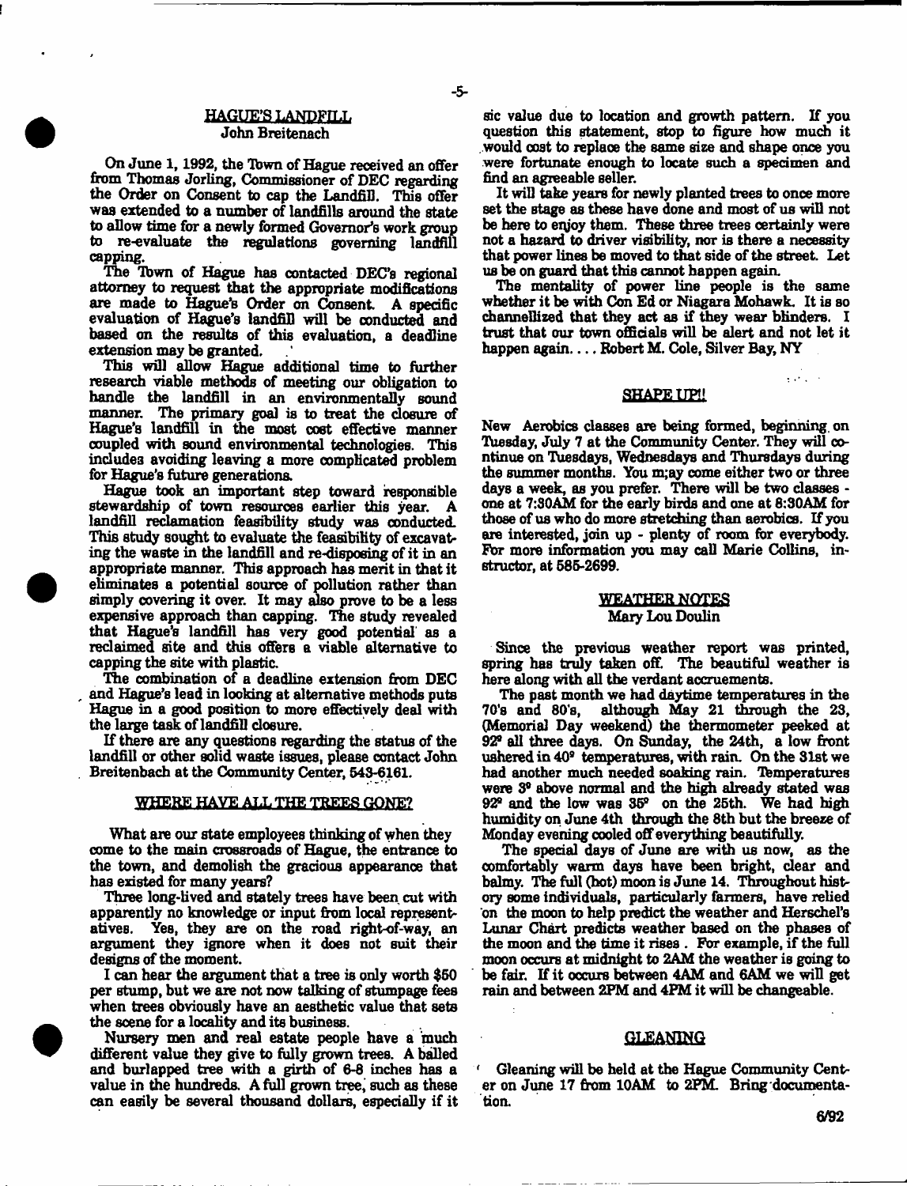## HAGUE'S LANDFILL

John Breitenach

On June 1, 1992, the Town of Hague received an offer from Thomas Jorling, Commissioner of DEC regarding the Order on Consent to cap the Landfill. This offer was extended to a number of landfills around the state to allow time for a newly formed Governor's work group to re-evaluate the regulations governing landfill capping.

The Town of Hague has contacted DEC's regional attorney to request that the appropriate modifications are made to Hague's Order on Consent. A specific evaluation of Hague's landfill will be conducted and based on the results of this evaluation, a deadline extension may be granted.

This will allow Hague additional time to further research viable methods of meeting our obligation to handle the landfill in an environmentally sound manner. The primary goal is to treat the closure of Hague's landfill in the most cost effective manner coupled with sound environmental technologies. This includes avoiding leaving a more complicated problem for Hague's future generations.

Hague took an important step toward responsible stewardship of town resources earlier this year. A landfill reclamation feasibility study was conducted. This study sought to evaluate the feasibility of excavating the waste in the landfill and re-disposing of it in an appropriate manner. This approach has merit in that it eliminates a potential source of pollution rather than simply covering it over. It may also prove to be a less expensive approach than capping. The study revealed that Hague's landfill has very good potential as a reclaimed site and this offers a viable alternative to capping the site with plastic.

The combination of a deadline extension from DEC and Hague's lead in looking at alternative methods puts Hague in a good position to more effectively deal with the large task of landfill closure.

If there are any questions regarding the status of the landfill or other solid waste issues, please contact John Breitenbach at the Community Center, 543-6161.

## WHERE HAVE ALL THE TREES GONE?

What are our state employees thinking of when they come to the main crossroads of Hague, the entrance to the town, and demolish the gracious appearance that has existed for many years?

Three long-lived and stately trees have been cut with apparently no knowledge or input from local representatives. Yes, they are on the road right-of-way, an argument they ignore when it does not suit their designs of the moment.

I can hear the argument that a tree is only worth $50 per stump, but we are not now talking of stumpage fees when trees obviously have an aesthetic value that sets the scene for a locality and its business.

Nursery men and real estate people have a much different value they give to fully grown trees. A balled and burlapped tree with a girth of 6-8 inches has a value in the hundreds. A full grown tree, such as these can easily be several thousand dollars, especially if it sic value due to location and growth pattern. If you question this statement, stop to figure how much it would cost to replace the same size and shape once you were fortunate enough to locate such a specimen and find an agreeable seller.

It will take years for newly planted trees to once more set the stage as these have done and most of us will not be here to enjoy them. These three trees certainly were not a hazard to driver visibility, nor is there a necessity that power lines be moved to that side of the street. Let us be on guard that this cannot happen again.

The mentality of power line people is the same whether it be with Con Ed or Niagara Mohawk. It is so channellized that they act as if they wear blinders. I trust that our town officials will be alert and not let it happen again.... Robert M. Cole, Silver Bay, NY

## SHAPE UP!!

New Aerobics classes are being formed, beginning on Tuesday, July 7 at the Community Center. They will continue on Tuesdays, Wednesdays and Thursdays during the summer months. You m;ay come either two or three days a week, as you prefer. There will be two classes - one at 7:30AM for the early birds and one at 8:30AM for those of us who do more stretching than aerobics. If you are interested, join up - plenty of room for everybody. For more information you may call Marie Collins, instructor, at 585-2699.

## WEATHER NOTES

Mary Lou Doulin

Since the previous weather report was printed, spring has truly taken off. The beautiful weather is here along with all the verdant accruements.

The past month we had daytime temperatures in the 70's and 80's, although May 21 through the 23, (Memorial Day weekend) the thermometer peeked at 92° all three days. On Sunday, the 24th, a low front ushered in 40° temperatures, with rain. On the 31st we had another much needed soaking rain. Temperatures were 3° above normal and the high already stated was 92° and the low was 35° on the 25th. We had high humidity on June 4th through the 8th but the breeze of Monday evening cooled off everything beautifully.

The special days of June are with us now, as the comfortably warm days have been bright, clear and balmy. The full (hot) moon is June 14. Throughout history some individuals, particularly farmers, have relied on the moon to help predict the weather and Herschel's Lunar Chart predicts weather based on the phases of the moon and the time it rises. For example, if the full moon occurs at midnight to 2AM the weather is going to be fair. If it occurs between 4AM and 6AM we will get rain and between 2PM and 4PM it will be changeable.

## GLEANING

Gleaning will be held at the Hague Community Center on June 17 from 10AM to 2PM. Bring documentation.

6/92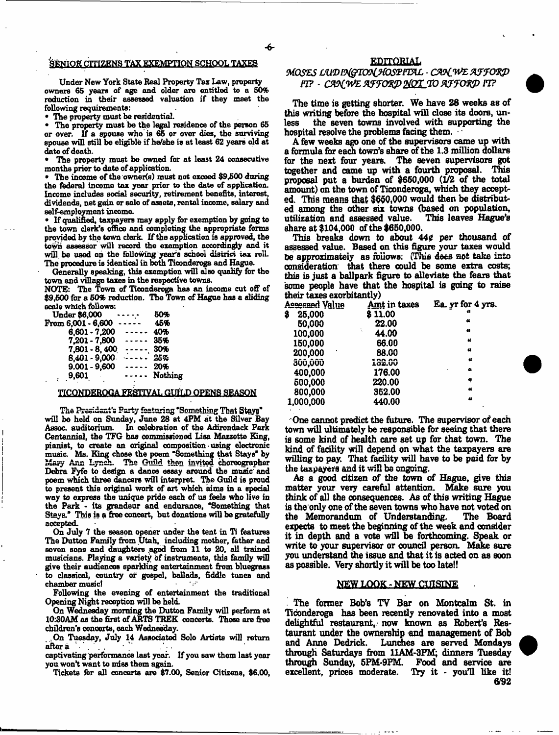## SENIOR CITIZENS TAX EXEMPTION SCHOOL TAXES

Under New York State Real Property Tax Law, property owners 65 years of age and older are entitled to a 50% reduction in their assessed valuation if they meet the following requirements:

- The property must be residential.
- The property must be the legal residence of the person 65 or over. If a spouse who is 65 or over dies, the surviving spouse will still be eligible if he/she is at least 62 years old at date of death.
- The property must be owned for at least 24 consecutive months prior to date of application.
- The income of the owner(s) must not exceed $9,500 during the federal income tax year prior to the date of application. Income includes social security, retirement benefits, interest, dividends, net gain or sale of assets, rental income, salary and self-employment income.
- If qualified, taxpayers may apply for exemption by going to the town clerk's office and completing the appropriate forms provided by the town clerk. If the application is approved, the town assessor will record the exemption accordingly and it will be used on the following year's school district tax roll. The procedure is identical in both Ticonderoga and Hague.

Generally speaking, this exemption will also qualify for the town and village taxes in the respective towns.

NOTE: The Town of Ticonderoga has an income cut off of $9,500 for a 50% reduction. The Town of Hague has a sliding scale which follows:

| | |
|---|---|
| Under $6,000 | 50% |
| From 6,001 - 6,600 | 45% |
| 6,601 - 7,200 | 40% |
| 7,201 - 7,800 | 35% |
| 7,801 - 8,400 | 30% |
| 8,401 - 9,000 | 25% |
| 9,001 - 9,600 | 20% |
| 9,601 | Nothing |

## TICONDEROGA FESTIVAL GUILD OPENS SEASON

The President's Party featuring "Something That Stays" will be held on Sunday, June 28 at 4PM at the Silver Bay Assoc. auditorium. In celebration of the Adirondack Park Centennial, the TFG has commissioned Lisa Mazzotte King, pianist, to create an original composition using electronic music. Ms. King chose the poem "Something that Stays" by Mary Ann Lynch. The Guild then invited choreographer Debra Fyfe to design a dance essay around the music and poem which three dancers will interpret. The Guild is proud to present this original work of art which aims in a special way to express the unique pride each of us feels who live in the Park - its grandeur and endurance, "Something that Stays." This is a free concert, but donations will be gratefully accepted.

On July 7 the season opener under the tent in Ti features The Dutton Family from Utah, including mother, father and seven sons and daughters aged from 11 to 20, all trained musicians. Playing a variety of instruments, this family will give their audiences sparkling entertainment from bluegrass to classical, country or gospel, ballads, fiddle tunes and chamber music!

Following the evening of entertainment the traditional Opening Night reception will be held.

On Wednesday morning the Dutton Family will perform at 10:30AM as the first of ARTS TREK concerts. These are free children's concerts, each Wednesday.

On Tuesday, July 14 Associated Solo Artists will return after a captivating performance last year. If you saw them last year you won't want to miss them again.

Tickets for all concerts are $7.00, Senior Citizens, $6.00,

## EDITORIAL

### *MOSES LUDINGTON HOSPITAL - CAN WE AFFORD IT? - CAN WE AFFORD NOT TO AFFORD IT?*

The time is getting shorter. We have 28 weeks as of this writing before the hospital will close its doors, unless the seven towns involved with supporting the hospital resolve the problems facing them.

A few weeks ago one of the supervisors came up with a formula for each town's share of the 1.3 million dollars for the next four years. The seven supervisors got together and came up with a fourth proposal. This proposal put a burden of $650,000 (1/2 of the total amount) on the town of Ticonderoga, which they accepted. This means that $650,000 would then be distributed among the other six towns (based on population, utilization and assessed value. This leaves Hague's share at $104,000 of the $650,000.

This breaks down to about 44¢ per thousand of assessed value. Based on this figure your taxes would be approximately as follows: (This does not take into consideration that there could be some extra costs; this is just a ballpark figure to alleviate the fears that some people have that the hospital is going to raise their taxes exorbitantly)

| Assessed Value | Amt in taxes | Ea. yr for 4 yrs. |
|---|---|---|
| $ 25,000 | $ 11.00 | " |
| 50,000 | 22.00 | " |
| 100,000 | 44.00 | " |
| 150,000 | 66.00 | " |
| 200,000 | 88.00 | " |
| 300,000 | 132.00 | " |
| 400,000 | 176.00 | " |
| 500,000 | 220.00 | " |
| 800,000 | 352.00 | " |
| 1,000,000 | 440.00 | " |

One cannot predict the future. The supervisor of each town will ultimately be responsible for seeing that there is some kind of health care set up for that town. The kind of facility will depend on what the taxpayers are willing to pay. That facility will have to be paid for by the taxpayers and it will be ongoing.

As a good citizen of the town of Hague, give this matter your very careful attention. Make sure you think of all the consequences. As of this writing Hague is the only one of the seven towns who have not voted on the Memorandum of Understanding. The Board expects to meet the beginning of the week and consider it in depth and a vote will be forthcoming. Speak or write to your supervisor or council person. Make sure you understand the issue and that it is acted on as soon as possible. Very shortly it will be too late!!

## NEW LOOK - NEW CUISINE

The former Bob's TV Bar on Montcalm St. in Ticonderoga has been recently renovated into a most delightful restaurant, now known as Robert's Restaurant under the ownership and management of Bob and Anne Dedrick. Lunches are served Mondays through Saturdays from 11AM-3PM; dinners Tuesday through Sunday, 5PM-9PM. Food and service are excellent, prices moderate. Try it - you'll like it!

6/92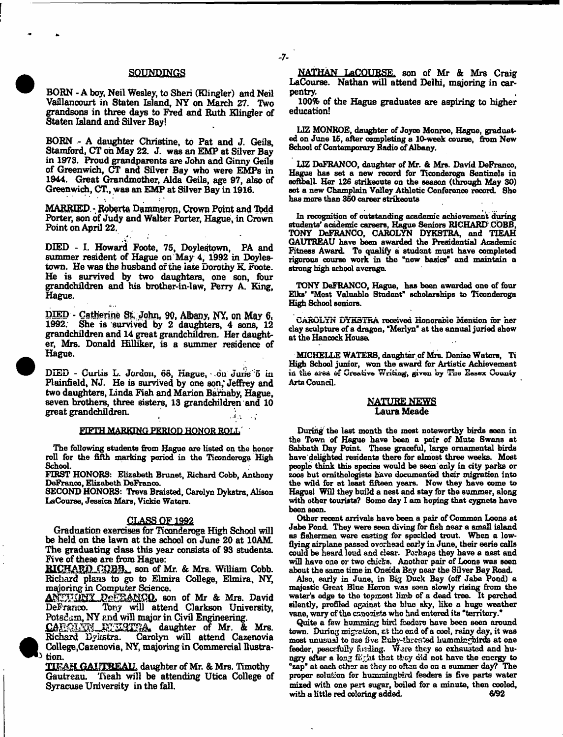## SOUNDINGS

BORN - A boy, Neil Wesley, to Sheri (Klingler) and Neil Vaillancourt in Staten Island, NY on March 27. Two grandsons in three days to Fred and Ruth Klingler of Staten Island and Silver Bay!

BORN - A daughter Christine, to Pat and J. Geils, Stamford, CT on May 22. J. was an EMP at Silver Bay in 1973. Proud grandparents are John and Ginny Geils of Greenwich, CT and Silver Bay who were EMPs in 1944. Great Grandmother, Alda Geils, age 97, also of Greenwich, CT., was an EMP at Silver Bay in 1916.

MARRIED - Roberta Dammeron, Crown Point and Todd Porter, son of Judy and Walter Porter, Hague, in Crown Point on April 22.

DIED - I. Howard Foote, 75, Doylestown, PA and summer resident of Hague on May 4, 1992 in Doylestown. He was the husband of the late Dorothy K. Foote. He is survived by two daughters, one son, four grandchildren and his brother-in-law, Perry A. King, Hague.

DIED - Catherine St. John, 90, Albany, NY, on May 6, 1992. She is survived by 2 daughters, 4 sons, 12 grandchildren and 14 great grandchildren. Her daughter, Mrs. Donald Hilliker, is a summer residence of Hague.

DIED - Curtis L. Jordon, 66, Hague, on June 5 in Plainfield, NJ. He is survived by one son, Jeffrey and two daughters, Linda Fish and Marion Barnaby, Hague, seven brothers, three sisters, 13 grandchildren and 10 great grandchildren.

## FIFTH MARKING PERIOD HONOR ROLL

The following students from Hague are listed on the honor roll for the fifth marking period in the Ticonderoga High School.

FIRST HONORS: Elizabeth Brunet, Richard Cobb, Anthony DeFranco, Elizabeth DeFranco.

SECOND HONORS: Treva Braisted, Carolyn Dykstra, Alison LaCourse, Jessica Mars, Vickie Waters.

## CLASS OF 1992

Graduation exercises for Ticonderoga High School will be held on the lawn at the school on June 20 at 10AM. The graduating class this year consists of 93 students. Five of these are from Hague:

RICHARD COBB, son of Mr. & Mrs. William Cobb. Richard plans to go to Elmira College, Elmira, NY, majoring in Computer Science.

ANTHONY DeFRANCO, son of Mr & Mrs. David DeFranco. Tony will attend Clarkson University, Potsdam, NY and will major in Civil Engineering.

CAROLYN DYKSTRA, daughter of Mr. & Mrs. Richard Dykstra. Carolyn will attend Cazenovia College, Cazenovia, NY, majoring in Commercial Illustration.

TIEAH GAUTREAU, daughter of Mr. & Mrs. Timothy Gautreau. Tieah will be attending Utica College of Syracuse University in the fall.

NATHAN LaCOURSE, son of Mr & Mrs Craig LaCourse. Nathan will attend Delhi, majoring in carpentry.

100% of the Hague graduates are aspiring to higher education!

LIZ MONROE, daughter of Joyce Monroe, Hague, graduated on June 15, after completing a 10-week course, from New School of Contemporary Radio of Albany.

LIZ DeFRANCO, daughter of Mr. & Mrs. David DeFranco, Hague has set a new record for Ticonderoga Sentinels in softball. Her 126 strikeouts on the season (through May 30) set a new Champlain Valley Athletic Conference record. She has more than 350 career strikeouts

In recognition of outstanding academic achievement during students' academic careers, Hague Seniors RICHARD COBB, TONY DeFRANCO, CAROLYN DYKSTRA, and TIEAH GAUTREAU have been awarded the Presidential Academic Fitness Award. To qualify a student must have completed rigorous course work in the "new basics" and maintain a strong high school average.

TONY DeFRANCO, Hague, has been awarded one of four Elks' "Most Valuable Student" scholarships to Ticonderoga High School seniors.

CAROLYN DYKSTRA received Honorable Mention for her clay sculpture of a dragon, "Merlyn" at the annual juried show at the Hancock House.

MICHELLE WATERS, daughter of Mrs. Denise Waters, Ti High School junior, won the award for Artistic Achievement in the area of Creative Writing, given by The Essex County Arts Council.

## NATURE NEWS
### Laura Meade

During the last month the most noteworthy birds seen in the Town of Hague have been a pair of Mute Swans at Sabbath Day Point. These graceful, large ornamental birds have delighted residents there for almost three weeks. Most people think this species would be seen only in city parks or zoos but ornithologists have documented their migration into the wild for at least fifteen years. Now they have come to Hague! Will they build a nest and stay for the summer, along with other tourists? Some day I am hoping that cygnets have been seen.

Other recent arrivals have been a pair of Common Loons at Jabe Pond. They were seen diving for fish near a small island as fishermen were casting for speckled trout. When a low-flying airplane passed overhead early in June, their eerie calls could be heard loud and clear. Perhaps they have a nest and will have one or two chicks. Another pair of Loons was seen about the same time in Oneida Bay near the Silver Bay Road.

Also, early in June, in Big Duck Bay (off Jabe Pond) a majestic Great Blue Heron was seen slowly rising from the water's edge to the topmost limb of a dead tree. It perched silently, profiled against the blue sky, like a huge weather vane, wary of the canoeists who had entered its "territory."

Quite a few humming bird feeders have been seen around town. During migration, at the end of a cool, rainy day, it was most unusual to see five Ruby-throated hummingbirds at one feeder, peacefully feeding. Were they so exhausted and hungry after a long flight that they did not have the energy to "zap" at each other as they so often do on a summer day? The proper solution for hummingbird feeders is five parts water mixed with one part sugar, boiled for a minute, then cooled, with a little red coloring added. 6/92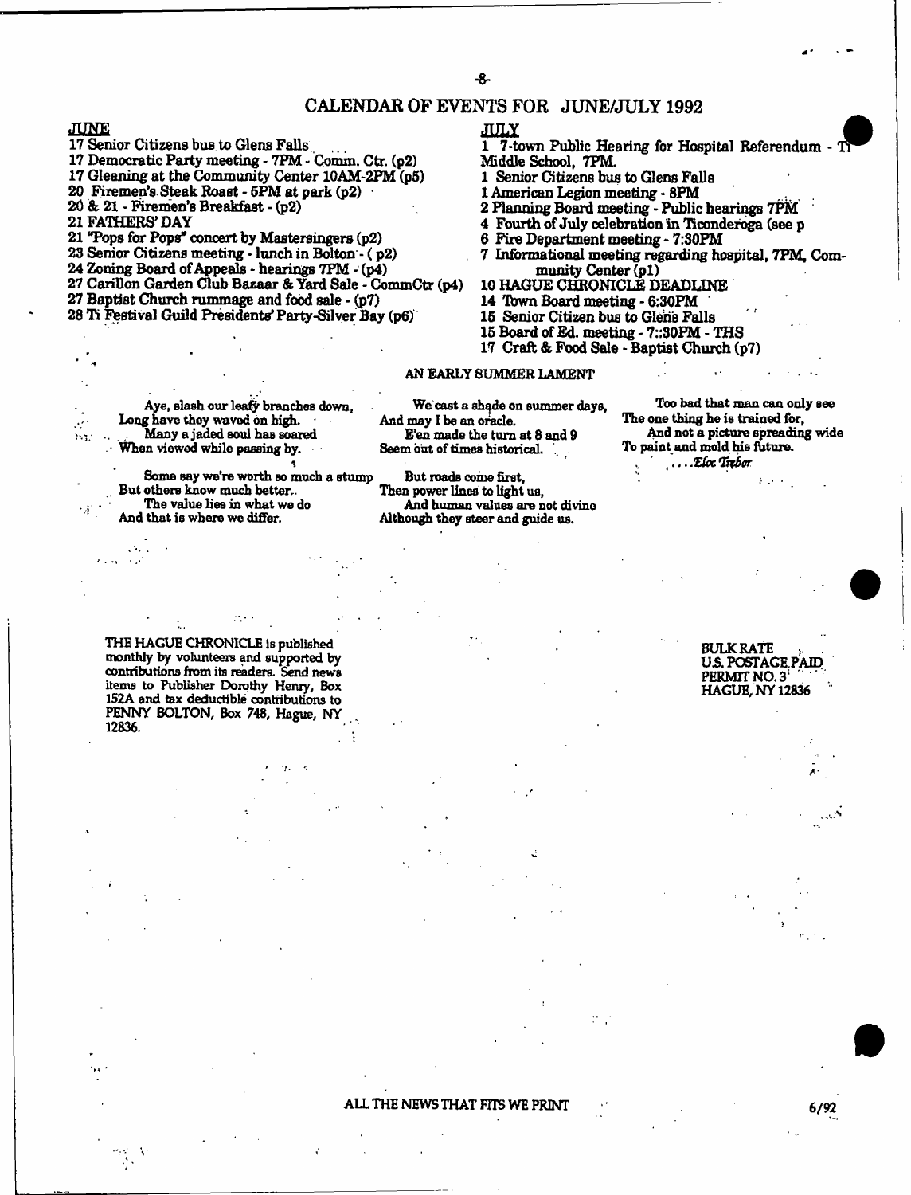# CALENDAR OF EVENTS FOR JUNE/JULY 1992

## JUNE

17 Senior Citizens bus to Glens Falls
17 Democratic Party meeting - 7PM - Comm. Ctr. (p2)
17 Gleaning at the Community Center 10AM-2PM (p5)
20 Firemen's Steak Roast - 5PM at park (p2)
20 & 21 - Firemen's Breakfast - (p2)
21 FATHERS' DAY
21 "Pops for Pops" concert by Mastersingers (p2)
23 Senior Citizens meeting - lunch in Bolton - ( p2)
24 Zoning Board of Appeals - hearings 7PM - (p4)
27 Carillon Garden Club Bazaar & Yard Sale - CommCtr (p4)
27 Baptist Church rummage and food sale - (p7)
28 Ti Festival Guild Presidents' Party-Silver Bay (p6)

## JULY

1 7-town Public Hearing for Hospital Referendum - Ti Middle School, 7PM.
1 Senior Citizens bus to Glens Falls
1 American Legion meeting - 8PM
2 Planning Board meeting - Public hearings 7PM
4 Fourth of July celebration in Ticonderoga (see p
6 Fire Department meeting - 7:30PM
7 Informational meeting regarding hospital, 7PM, Community Center (p1)
10 HAGUE CHRONICLE DEADLINE
14 Town Board meeting - 6:30PM
15 Senior Citizen bus to Glens Falls
15 Board of Ed. meeting - 7::30PM - THS
17 Craft & Food Sale - Baptist Church (p7)

### AN EARLY SUMMER LAMENT

Aye, slash our leafy branches down,
Long have they waved on high.
Many a jaded soul has soared
When viewed while passing by.

Some say we're worth so much a stump
But others know much better.
The value lies in what we do
And that is where we differ.

We cast a shade on summer days,
And may I be an oracle.
E'en made the turn at 8 and 9
Seem out of times historical.

But roads come first,
Then power lines to light us,
And human values are not divine
Although they steer and guide us.

Too bad that man can only see
The one thing he is trained for,
And not a picture spreading wide
To paint and mold his future.

*....Eloc Trebor*

THE HAGUE CHRONICLE is published monthly by volunteers and supported by contributions from its readers. Send news items to Publisher Dorothy Henry, Box 152A and tax deductible contributions to PENNY BOLTON, Box 748, Hague, NY 12836.

BULK RATE
U.S. POSTAGE PAID
PERMIT NO. 3
HAGUE, NY 12836

ALL THE NEWS THAT FITS WE PRINT